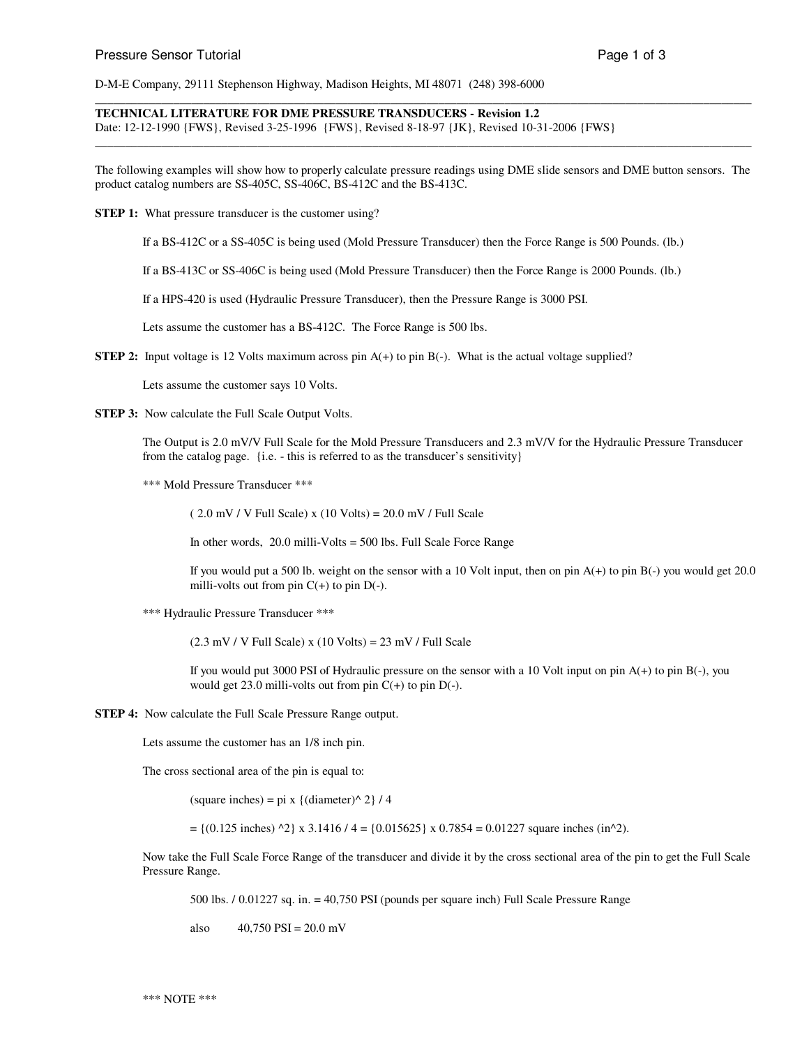D-M-E Company, 29111 Stephenson Highway, Madison Heights, MI 48071 (248) 398-6000

---

**TECHNICAL LITERATURE FOR DME PRESSURE TRANSDUCERS - Revision 1.2**
Date: 12-12-1990 {FWS}, Revised 3-25-1996 {FWS}, Revised 8-18-97 {JK}, Revised 10-31-2006 {FWS}

---

The following examples will show how to properly calculate pressure readings using DME slide sensors and DME button sensors. The product catalog numbers are SS-405C, SS-406C, BS-412C and the BS-413C.

**STEP 1:** What pressure transducer is the customer using?

If a BS-412C or a SS-405C is being used (Mold Pressure Transducer) then the Force Range is 500 Pounds. (lb.)

If a BS-413C or SS-406C is being used (Mold Pressure Transducer) then the Force Range is 2000 Pounds. (lb.)

If a HPS-420 is used (Hydraulic Pressure Transducer), then the Pressure Range is 3000 PSI.

Lets assume the customer has a BS-412C. The Force Range is 500 lbs.

**STEP 2:** Input voltage is 12 Volts maximum across pin A(+) to pin B(-). What is the actual voltage supplied?

Lets assume the customer says 10 Volts.

**STEP 3:** Now calculate the Full Scale Output Volts.

The Output is 2.0 mV/V Full Scale for the Mold Pressure Transducers and 2.3 mV/V for the Hydraulic Pressure Transducer from the catalog page. {i.e. - this is referred to as the transducer's sensitivity}

\*\*\* Mold Pressure Transducer \*\*\*

( 2.0 mV / V Full Scale) x (10 Volts) = 20.0 mV / Full Scale

In other words, 20.0 milli-Volts = 500 lbs. Full Scale Force Range

If you would put a 500 lb. weight on the sensor with a 10 Volt input, then on pin A(+) to pin B(-) you would get 20.0 milli-volts out from pin C(+) to pin D(-).

\*\*\* Hydraulic Pressure Transducer \*\*\*

(2.3 mV / V Full Scale) x (10 Volts) = 23 mV / Full Scale

If you would put 3000 PSI of Hydraulic pressure on the sensor with a 10 Volt input on pin A(+) to pin B(-), you would get 23.0 milli-volts out from pin C(+) to pin D(-).

**STEP 4:** Now calculate the Full Scale Pressure Range output.

Lets assume the customer has an 1/8 inch pin.

The cross sectional area of the pin is equal to:

(square inches) = pi x {(diameter)^ 2} / 4

= {(0.125 inches) ^2} x 3.1416 / 4 = {0.015625} x 0.7854 = 0.01227 square inches (in^2).

Now take the Full Scale Force Range of the transducer and divide it by the cross sectional area of the pin to get the Full Scale Pressure Range.

500 lbs. / 0.01227 sq. in. = 40,750 PSI (pounds per square inch) Full Scale Pressure Range

also 40,750 PSI = 20.0 mV

\*\*\* NOTE \*\*\*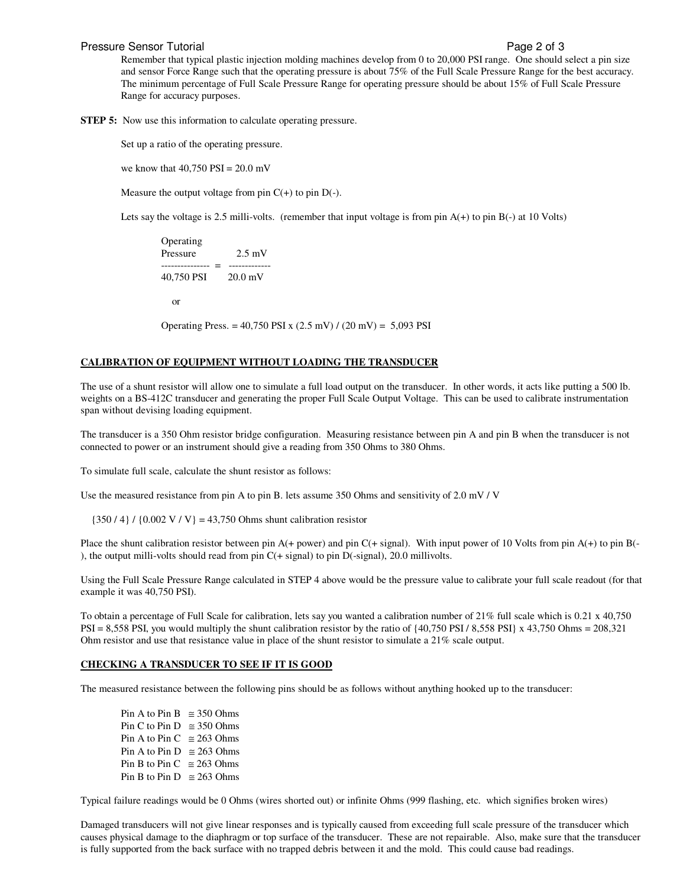Remember that typical plastic injection molding machines develop from 0 to 20,000 PSI range. One should select a pin size and sensor Force Range such that the operating pressure is about 75% of the Full Scale Pressure Range for the best accuracy. The minimum percentage of Full Scale Pressure Range for operating pressure should be about 15% of Full Scale Pressure Range for accuracy purposes.

**STEP 5:** Now use this information to calculate operating pressure.

Set up a ratio of the operating pressure.

we know that 40,750 PSI = 20.0 mV

Measure the output voltage from pin C(+) to pin D(-).

Lets say the voltage is 2.5 milli-volts. (remember that input voltage is from pin A(+) to pin B(-) at 10 Volts)

$$\frac{\text{Operating Pressure}}{40{,}750 \text{ PSI}} = \frac{2.5 \text{ mV}}{20.0 \text{ mV}}$$

or

Operating Press. = 40,750 PSI x (2.5 mV) / (20 mV) = 5,093 PSI

## CALIBRATION OF EQUIPMENT WITHOUT LOADING THE TRANSDUCER

The use of a shunt resistor will allow one to simulate a full load output on the transducer. In other words, it acts like putting a 500 lb. weights on a BS-412C transducer and generating the proper Full Scale Output Voltage. This can be used to calibrate instrumentation span without devising loading equipment.

The transducer is a 350 Ohm resistor bridge configuration. Measuring resistance between pin A and pin B when the transducer is not connected to power or an instrument should give a reading from 350 Ohms to 380 Ohms.

To simulate full scale, calculate the shunt resistor as follows:

Use the measured resistance from pin A to pin B. lets assume 350 Ohms and sensitivity of 2.0 mV / V

{350 / 4} / {0.002 V / V} = 43,750 Ohms shunt calibration resistor

Place the shunt calibration resistor between pin A(+ power) and pin C(+ signal). With input power of 10 Volts from pin A(+) to pin B(-), the output milli-volts should read from pin C(+ signal) to pin D(-signal), 20.0 millivolts.

Using the Full Scale Pressure Range calculated in STEP 4 above would be the pressure value to calibrate your full scale readout (for that example it was 40,750 PSI).

To obtain a percentage of Full Scale for calibration, lets say you wanted a calibration number of 21% full scale which is 0.21 x 40,750 PSI = 8,558 PSI, you would multiply the shunt calibration resistor by the ratio of {40,750 PSI / 8,558 PSI} x 43,750 Ohms = 208,321 Ohm resistor and use that resistance value in place of the shunt resistor to simulate a 21% scale output.

## CHECKING A TRANSDUCER TO SEE IF IT IS GOOD

The measured resistance between the following pins should be as follows without anything hooked up to the transducer:

Pin A to Pin B ≅ 350 Ohms
Pin C to Pin D ≅ 350 Ohms
Pin A to Pin C ≅ 263 Ohms
Pin A to Pin D ≅ 263 Ohms
Pin B to Pin C ≅ 263 Ohms
Pin B to Pin D ≅ 263 Ohms

Typical failure readings would be 0 Ohms (wires shorted out) or infinite Ohms (999 flashing, etc. which signifies broken wires)

Damaged transducers will not give linear responses and is typically caused from exceeding full scale pressure of the transducer which causes physical damage to the diaphragm or top surface of the transducer. These are not repairable. Also, make sure that the transducer is fully supported from the back surface with no trapped debris between it and the mold. This could cause bad readings.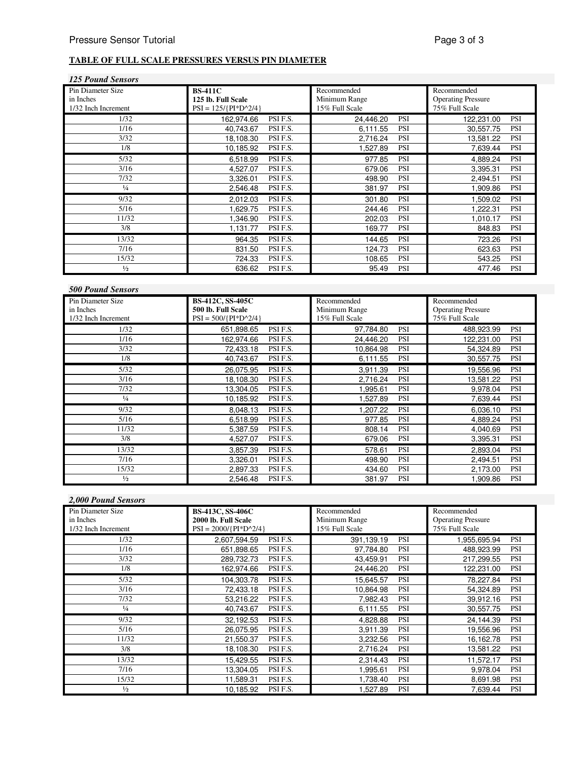**TABLE OF FULL SCALE PRESSURES VERSUS PIN DIAMETER**

***125 Pound Sensors***

| Pin Diameter Size in Inches 1/32 Inch Increment | **BS-411C** **125 lb. Full Scale** PSI = 125/{PI*D^2/4} | Recommended Minimum Range 15% Full Scale | Recommended Operating Pressure 75% Full Scale |
|---|---|---|---|
| 1/32 | 162,974.66 PSI F.S. | 24,446.20 PSI | 122,231.00 PSI |
| 1/16 | 40,743.67 PSI F.S. | 6,111.55 PSI | 30,557.75 PSI |
| 3/32 | 18,108.30 PSI F.S. | 2,716.24 PSI | 13,581.22 PSI |
| 1/8 | 10,185.92 PSI F.S. | 1,527.89 PSI | 7,639.44 PSI |
| 5/32 | 6,518.99 PSI F.S. | 977.85 PSI | 4,889.24 PSI |
| 3/16 | 4,527.07 PSI F.S. | 679.06 PSI | 3,395.31 PSI |
| 7/32 | 3,326.01 PSI F.S. | 498.90 PSI | 2,494.51 PSI |
| ¼ | 2,546.48 PSI F.S. | 381.97 PSI | 1,909.86 PSI |
| 9/32 | 2,012.03 PSI F.S. | 301.80 PSI | 1,509.02 PSI |
| 5/16 | 1,629.75 PSI F.S. | 244.46 PSI | 1,222.31 PSI |
| 11/32 | 1,346.90 PSI F.S. | 202.03 PSI | 1,010.17 PSI |
| 3/8 | 1,131.77 PSI F.S. | 169.77 PSI | 848.83 PSI |
| 13/32 | 964.35 PSI F.S. | 144.65 PSI | 723.26 PSI |
| 7/16 | 831.50 PSI F.S. | 124.73 PSI | 623.63 PSI |
| 15/32 | 724.33 PSI F.S. | 108.65 PSI | 543.25 PSI |
| ½ | 636.62 PSI F.S. | 95.49 PSI | 477.46 PSI |

***500 Pound Sensors***

| Pin Diameter Size in Inches 1/32 Inch Increment | **BS-412C, SS-405C** **500 lb. Full Scale** PSI = 500/{PI*D^2/4} | Recommended Minimum Range 15% Full Scale | Recommended Operating Pressure 75% Full Scale |
|---|---|---|---|
| 1/32 | 651,898.65 PSI F.S. | 97,784.80 PSI | 488,923.99 PSI |
| 1/16 | 162,974.66 PSI F.S. | 24,446.20 PSI | 122,231.00 PSI |
| 3/32 | 72,433.18 PSI F.S. | 10,864.98 PSI | 54,324.89 PSI |
| 1/8 | 40,743.67 PSI F.S. | 6,111.55 PSI | 30,557.75 PSI |
| 5/32 | 26,075.95 PSI F.S. | 3,911.39 PSI | 19,556.96 PSI |
| 3/16 | 18,108.30 PSI F.S. | 2,716.24 PSI | 13,581.22 PSI |
| 7/32 | 13,304.05 PSI F.S. | 1,995.61 PSI | 9,978.04 PSI |
| ¼ | 10,185.92 PSI F.S. | 1,527.89 PSI | 7,639.44 PSI |
| 9/32 | 8,048.13 PSI F.S. | 1,207.22 PSI | 6,036.10 PSI |
| 5/16 | 6,518.99 PSI F.S. | 977.85 PSI | 4,889.24 PSI |
| 11/32 | 5,387.59 PSI F.S. | 808.14 PSI | 4,040.69 PSI |
| 3/8 | 4,527.07 PSI F.S. | 679.06 PSI | 3,395.31 PSI |
| 13/32 | 3,857.39 PSI F.S. | 578.61 PSI | 2,893.04 PSI |
| 7/16 | 3,326.01 PSI F.S. | 498.90 PSI | 2,494.51 PSI |
| 15/32 | 2,897.33 PSI F.S. | 434.60 PSI | 2,173.00 PSI |
| ½ | 2,546.48 PSI F.S. | 381.97 PSI | 1,909.86 PSI |

***2,000 Pound Sensors***

| Pin Diameter Size in Inches 1/32 Inch Increment | **BS-413C, SS-406C** **2000 lb. Full Scale** PSI = 2000/{PI*D^2/4} | Recommended Minimum Range 15% Full Scale | Recommended Operating Pressure 75% Full Scale |
|---|---|---|---|
| 1/32 | 2,607,594.59 PSI F.S. | 391,139.19 PSI | 1,955,695.94 PSI |
| 1/16 | 651,898.65 PSI F.S. | 97,784.80 PSI | 488,923.99 PSI |
| 3/32 | 289,732.73 PSI F.S. | 43,459.91 PSI | 217,299.55 PSI |
| 1/8 | 162,974.66 PSI F.S. | 24,446.20 PSI | 122,231.00 PSI |
| 5/32 | 104,303.78 PSI F.S. | 15,645.57 PSI | 78,227.84 PSI |
| 3/16 | 72,433.18 PSI F.S. | 10,864.98 PSI | 54,324.89 PSI |
| 7/32 | 53,216.22 PSI F.S. | 7,982.43 PSI | 39,912.16 PSI |
| ¼ | 40,743.67 PSI F.S. | 6,111.55 PSI | 30,557.75 PSI |
| 9/32 | 32,192.53 PSI F.S. | 4,828.88 PSI | 24,144.39 PSI |
| 5/16 | 26,075.95 PSI F.S. | 3,911.39 PSI | 19,556.96 PSI |
| 11/32 | 21,550.37 PSI F.S. | 3,232.56 PSI | 16,162.78 PSI |
| 3/8 | 18,108.30 PSI F.S. | 2,716.24 PSI | 13,581.22 PSI |
| 13/32 | 15,429.55 PSI F.S. | 2,314.43 PSI | 11,572.17 PSI |
| 7/16 | 13,304.05 PSI F.S. | 1,995.61 PSI | 9,978.04 PSI |
| 15/32 | 11,589.31 PSI F.S. | 1,738.40 PSI | 8,691.98 PSI |
| ½ | 10,185.92 PSI F.S. | 1,527.89 PSI | 7,639.44 PSI |